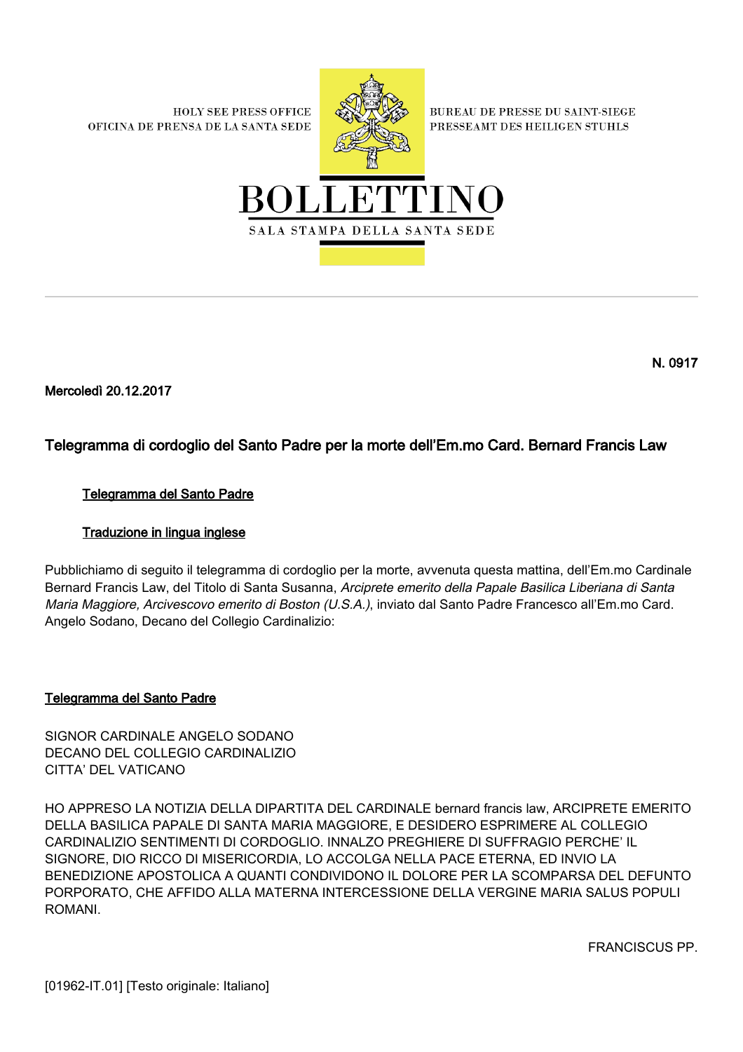HOLY SEE PRESS OFFICE
OFICINA DE PRENSA DE LA SANTA SEDE

BUREAU DE PRESSE DU SAINT-SIEGE
PRESSEAMT DES HEILIGEN STUHLS

# BOLLETTINO

SALA STAMPA DELLA SANTA SEDE

**N. 0917**

**Mercoledì 20.12.2017**

## Telegramma di cordoglio del Santo Padre per la morte dell'Em.mo Card. Bernard Francis Law

- Telegramma del Santo Padre
- Traduzione in lingua inglese

Pubblichiamo di seguito il telegramma di cordoglio per la morte, avvenuta questa mattina, dell'Em.mo Cardinale Bernard Francis Law, del Titolo di Santa Susanna, *Arciprete emerito della Papale Basilica Liberiana di Santa Maria Maggiore, Arcivescovo emerito di Boston (U.S.A.)*, inviato dal Santo Padre Francesco all'Em.mo Card. Angelo Sodano, Decano del Collegio Cardinalizio:

### Telegramma del Santo Padre

SIGNOR CARDINALE ANGELO SODANO
DECANO DEL COLLEGIO CARDINALIZIO
CITTA' DEL VATICANO

HO APPRESO LA NOTIZIA DELLA DIPARTITA DEL CARDINALE bernard francis law, ARCIPRETE EMERITO DELLA BASILICA PAPALE DI SANTA MARIA MAGGIORE, E DESIDERO ESPRIMERE AL COLLEGIO CARDINALIZIO SENTIMENTI DI CORDOGLIO. INNALZO PREGHIERE DI SUFFRAGIO PERCHE' IL SIGNORE, DIO RICCO DI MISERICORDIA, LO ACCOLGA NELLA PACE ETERNA, ED INVIO LA BENEDIZIONE APOSTOLICA A QUANTI CONDIVIDONO IL DOLORE PER LA SCOMPARSA DEL DEFUNTO PORPORATO, CHE AFFIDO ALLA MATERNA INTERCESSIONE DELLA VERGINE MARIA SALUS POPULI ROMANI.

FRANCISCUS PP.

[01962-IT.01] [Testo originale: Italiano]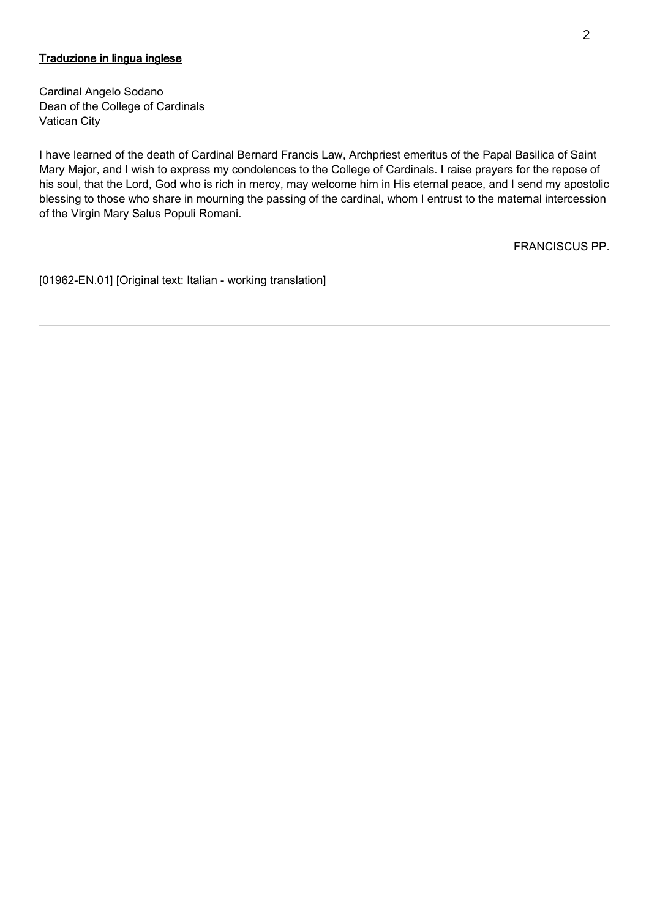**Traduzione in lingua inglese**

Cardinal Angelo Sodano
Dean of the College of Cardinals
Vatican City

I have learned of the death of Cardinal Bernard Francis Law, Archpriest emeritus of the Papal Basilica of Saint Mary Major, and I wish to express my condolences to the College of Cardinals. I raise prayers for the repose of his soul, that the Lord, God who is rich in mercy, may welcome him in His eternal peace, and I send my apostolic blessing to those who share in mourning the passing of the cardinal, whom I entrust to the maternal intercession of the Virgin Mary Salus Populi Romani.

FRANCISCUS PP.

[01962-EN.01] [Original text: Italian - working translation]